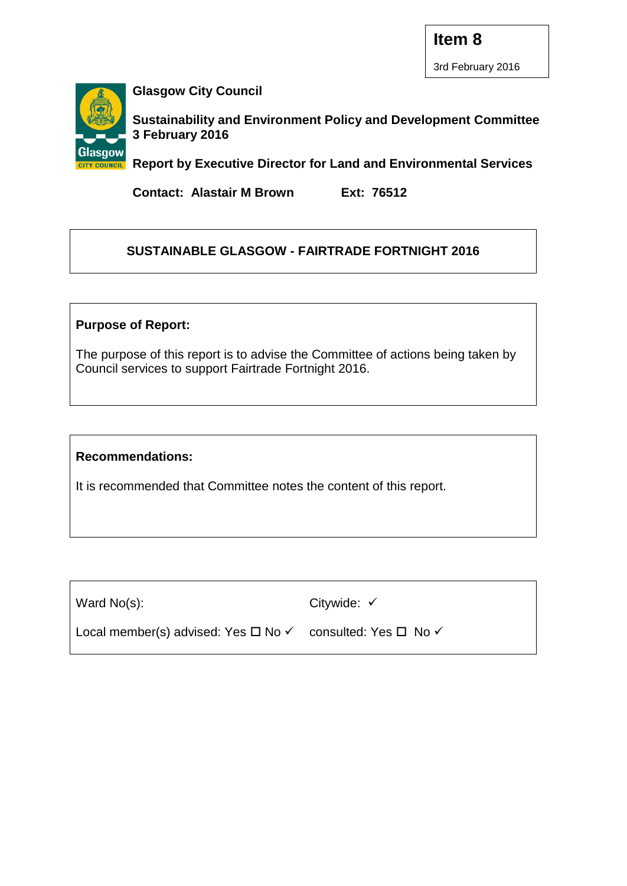**Item 8**

3rd February 2016

**Glasgow City Council**

**Sustainability and Environment Policy and Development Committee**
**3 February 2016**

**Report by Executive Director for Land and Environmental Services**

**Contact: Alastair M Brown Ext: 76512**

## SUSTAINABLE GLASGOW - FAIRTRADE FORTNIGHT 2016

**Purpose of Report:**

The purpose of this report is to advise the Committee of actions being taken by Council services to support Fairtrade Fortnight 2016.

**Recommendations:**

It is recommended that Committee notes the content of this report.

| | |
|---|---|
| Ward No(s): | Citywide: ✓ |
| Local member(s) advised: Yes ☐ No ✓ | consulted: Yes ☐ No ✓ |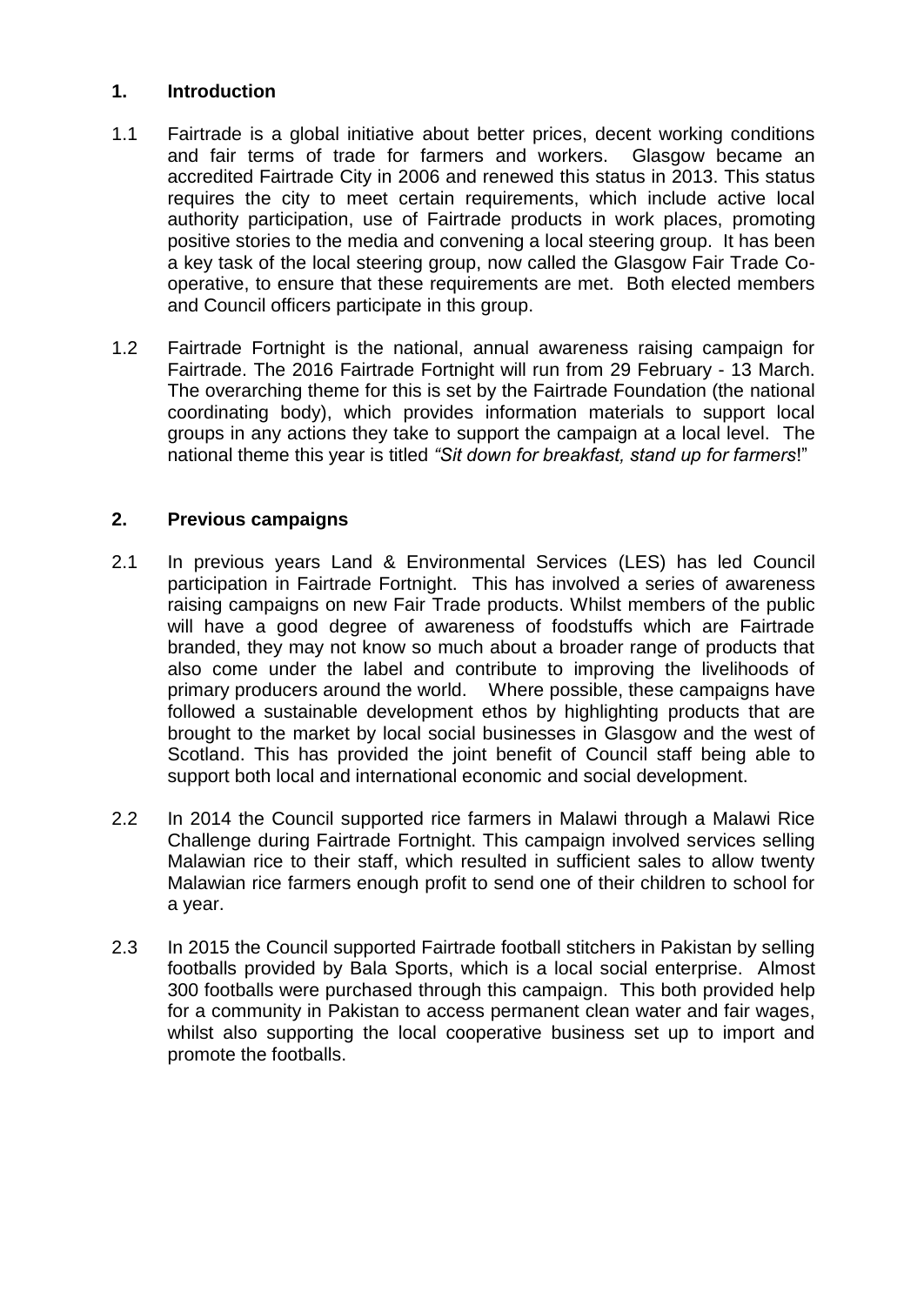## 1. Introduction

1.1 Fairtrade is a global initiative about better prices, decent working conditions and fair terms of trade for farmers and workers. Glasgow became an accredited Fairtrade City in 2006 and renewed this status in 2013. This status requires the city to meet certain requirements, which include active local authority participation, use of Fairtrade products in work places, promoting positive stories to the media and convening a local steering group. It has been a key task of the local steering group, now called the Glasgow Fair Trade Co-operative, to ensure that these requirements are met. Both elected members and Council officers participate in this group.

1.2 Fairtrade Fortnight is the national, annual awareness raising campaign for Fairtrade. The 2016 Fairtrade Fortnight will run from 29 February - 13 March. The overarching theme for this is set by the Fairtrade Foundation (the national coordinating body), which provides information materials to support local groups in any actions they take to support the campaign at a local level. The national theme this year is titled *"Sit down for breakfast, stand up for farmers*!"

## 2. Previous campaigns

2.1 In previous years Land & Environmental Services (LES) has led Council participation in Fairtrade Fortnight. This has involved a series of awareness raising campaigns on new Fair Trade products. Whilst members of the public will have a good degree of awareness of foodstuffs which are Fairtrade branded, they may not know so much about a broader range of products that also come under the label and contribute to improving the livelihoods of primary producers around the world. Where possible, these campaigns have followed a sustainable development ethos by highlighting products that are brought to the market by local social businesses in Glasgow and the west of Scotland. This has provided the joint benefit of Council staff being able to support both local and international economic and social development.

2.2 In 2014 the Council supported rice farmers in Malawi through a Malawi Rice Challenge during Fairtrade Fortnight. This campaign involved services selling Malawian rice to their staff, which resulted in sufficient sales to allow twenty Malawian rice farmers enough profit to send one of their children to school for a year.

2.3 In 2015 the Council supported Fairtrade football stitchers in Pakistan by selling footballs provided by Bala Sports, which is a local social enterprise. Almost 300 footballs were purchased through this campaign. This both provided help for a community in Pakistan to access permanent clean water and fair wages, whilst also supporting the local cooperative business set up to import and promote the footballs.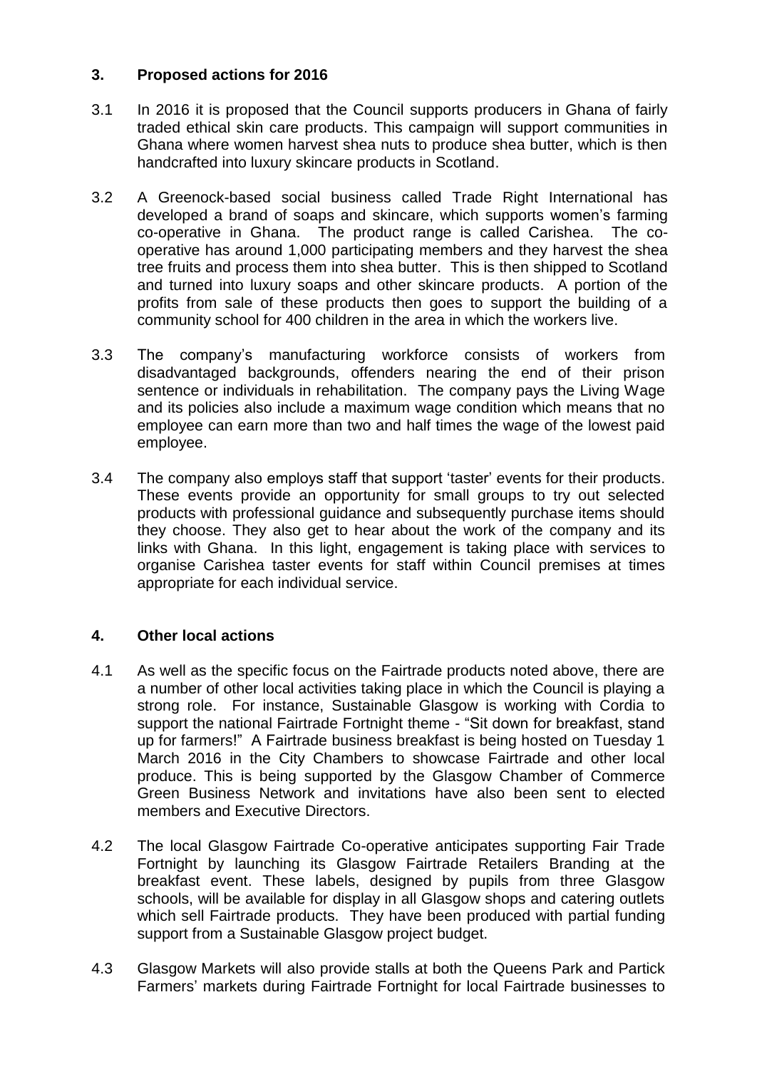## 3. Proposed actions for 2016

3.1 In 2016 it is proposed that the Council supports producers in Ghana of fairly traded ethical skin care products. This campaign will support communities in Ghana where women harvest shea nuts to produce shea butter, which is then handcrafted into luxury skincare products in Scotland.

3.2 A Greenock-based social business called Trade Right International has developed a brand of soaps and skincare, which supports women's farming co-operative in Ghana. The product range is called Carishea. The co-operative has around 1,000 participating members and they harvest the shea tree fruits and process them into shea butter. This is then shipped to Scotland and turned into luxury soaps and other skincare products. A portion of the profits from sale of these products then goes to support the building of a community school for 400 children in the area in which the workers live.

3.3 The company's manufacturing workforce consists of workers from disadvantaged backgrounds, offenders nearing the end of their prison sentence or individuals in rehabilitation. The company pays the Living Wage and its policies also include a maximum wage condition which means that no employee can earn more than two and half times the wage of the lowest paid employee.

3.4 The company also employs staff that support 'taster' events for their products. These events provide an opportunity for small groups to try out selected products with professional guidance and subsequently purchase items should they choose. They also get to hear about the work of the company and its links with Ghana. In this light, engagement is taking place with services to organise Carishea taster events for staff within Council premises at times appropriate for each individual service.

## 4. Other local actions

4.1 As well as the specific focus on the Fairtrade products noted above, there are a number of other local activities taking place in which the Council is playing a strong role. For instance, Sustainable Glasgow is working with Cordia to support the national Fairtrade Fortnight theme - "Sit down for breakfast, stand up for farmers!" A Fairtrade business breakfast is being hosted on Tuesday 1 March 2016 in the City Chambers to showcase Fairtrade and other local produce. This is being supported by the Glasgow Chamber of Commerce Green Business Network and invitations have also been sent to elected members and Executive Directors.

4.2 The local Glasgow Fairtrade Co-operative anticipates supporting Fair Trade Fortnight by launching its Glasgow Fairtrade Retailers Branding at the breakfast event. These labels, designed by pupils from three Glasgow schools, will be available for display in all Glasgow shops and catering outlets which sell Fairtrade products. They have been produced with partial funding support from a Sustainable Glasgow project budget.

4.3 Glasgow Markets will also provide stalls at both the Queens Park and Partick Farmers' markets during Fairtrade Fortnight for local Fairtrade businesses to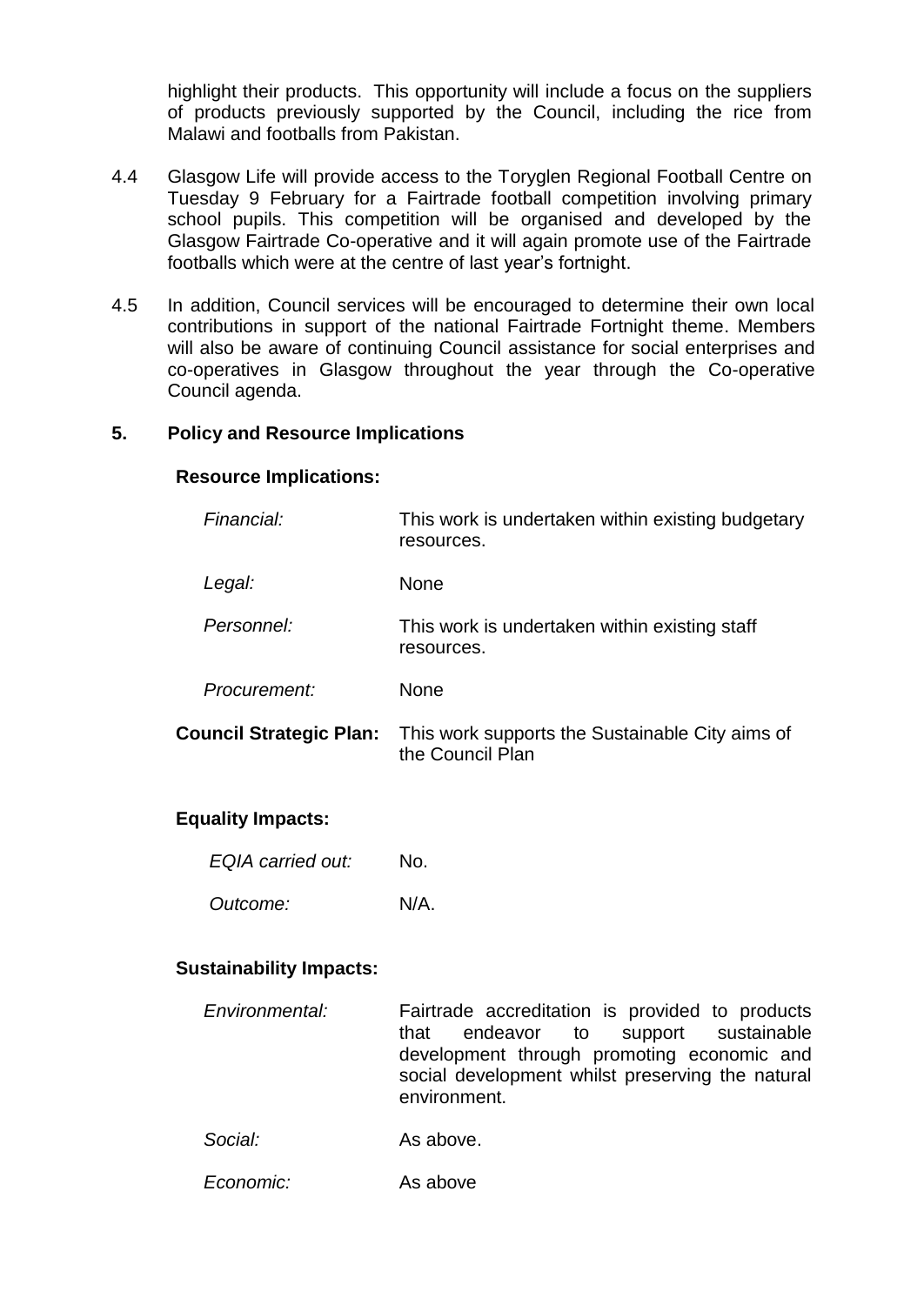highlight their products. This opportunity will include a focus on the suppliers of products previously supported by the Council, including the rice from Malawi and footballs from Pakistan.

4.4 Glasgow Life will provide access to the Toryglen Regional Football Centre on Tuesday 9 February for a Fairtrade football competition involving primary school pupils. This competition will be organised and developed by the Glasgow Fairtrade Co-operative and it will again promote use of the Fairtrade footballs which were at the centre of last year's fortnight.

4.5 In addition, Council services will be encouraged to determine their own local contributions in support of the national Fairtrade Fortnight theme. Members will also be aware of continuing Council assistance for social enterprises and co-operatives in Glasgow throughout the year through the Co-operative Council agenda.

## 5. Policy and Resource Implications

**Resource Implications:**

| | |
|---|---|
| *Financial:* | This work is undertaken within existing budgetary resources. |
| *Legal:* | None |
| *Personnel:* | This work is undertaken within existing staff resources. |
| *Procurement:* | None |
| **Council Strategic Plan:** | This work supports the Sustainable City aims of the Council Plan |

**Equality Impacts:**

| | |
|---|---|
| *EQIA carried out:* | No. |
| *Outcome:* | N/A. |

**Sustainability Impacts:**

| | |
|---|---|
| *Environmental:* | Fairtrade accreditation is provided to products that endeavor to support sustainable development through promoting economic and social development whilst preserving the natural environment. |
| *Social:* | As above. |
| *Economic:* | As above |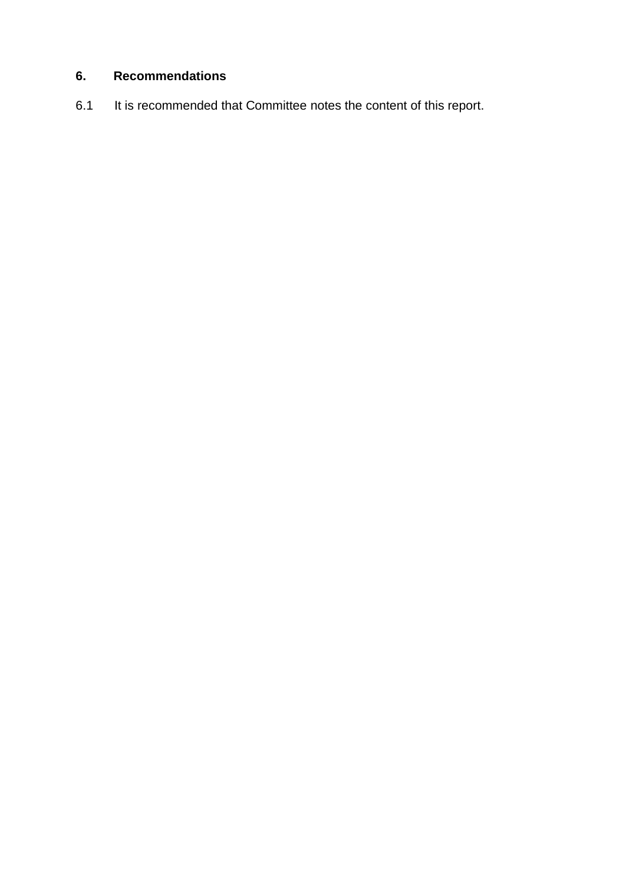## 6. Recommendations

6.1 It is recommended that Committee notes the content of this report.